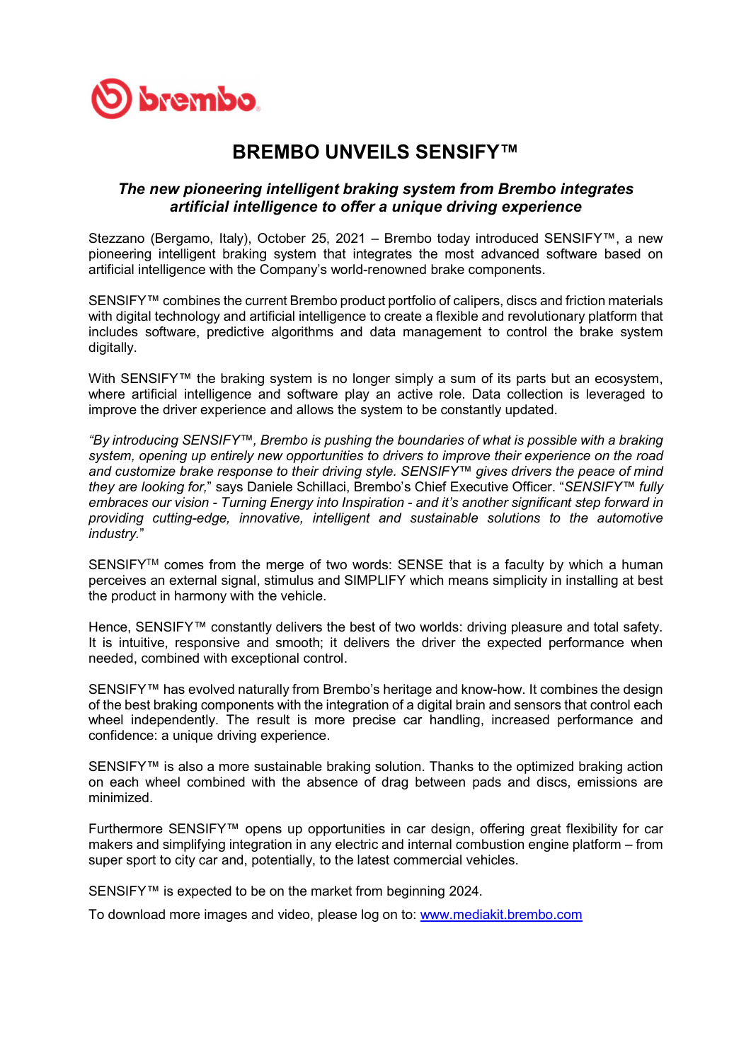# BREMBO UNVEILS SENSIFY™

***The new pioneering intelligent braking system from Brembo integrates artificial intelligence to offer a unique driving experience***

Stezzano (Bergamo, Italy), October 25, 2021 – Brembo today introduced SENSIFY™, a new pioneering intelligent braking system that integrates the most advanced software based on artificial intelligence with the Company's world-renowned brake components.

SENSIFY™ combines the current Brembo product portfolio of calipers, discs and friction materials with digital technology and artificial intelligence to create a flexible and revolutionary platform that includes software, predictive algorithms and data management to control the brake system digitally.

With SENSIFY™ the braking system is no longer simply a sum of its parts but an ecosystem, where artificial intelligence and software play an active role. Data collection is leveraged to improve the driver experience and allows the system to be constantly updated.

*"By introducing SENSIFY™, Brembo is pushing the boundaries of what is possible with a braking system, opening up entirely new opportunities to drivers to improve their experience on the road and customize brake response to their driving style. SENSIFY™ gives drivers the peace of mind they are looking for,*" says Daniele Schillaci, Brembo's Chief Executive Officer. "*SENSIFY™ fully embraces our vision - Turning Energy into Inspiration - and it's another significant step forward in providing cutting-edge, innovative, intelligent and sustainable solutions to the automotive industry.*"

SENSIFY™ comes from the merge of two words: SENSE that is a faculty by which a human perceives an external signal, stimulus and SIMPLIFY which means simplicity in installing at best the product in harmony with the vehicle.

Hence, SENSIFY™ constantly delivers the best of two worlds: driving pleasure and total safety. It is intuitive, responsive and smooth; it delivers the driver the expected performance when needed, combined with exceptional control.

SENSIFY™ has evolved naturally from Brembo's heritage and know-how. It combines the design of the best braking components with the integration of a digital brain and sensors that control each wheel independently. The result is more precise car handling, increased performance and confidence: a unique driving experience.

SENSIFY™ is also a more sustainable braking solution. Thanks to the optimized braking action on each wheel combined with the absence of drag between pads and discs, emissions are minimized.

Furthermore SENSIFY™ opens up opportunities in car design, offering great flexibility for car makers and simplifying integration in any electric and internal combustion engine platform – from super sport to city car and, potentially, to the latest commercial vehicles.

SENSIFY™ is expected to be on the market from beginning 2024.

To download more images and video, please log on to: [www.mediakit.brembo.com](http://www.mediakit.brembo.com)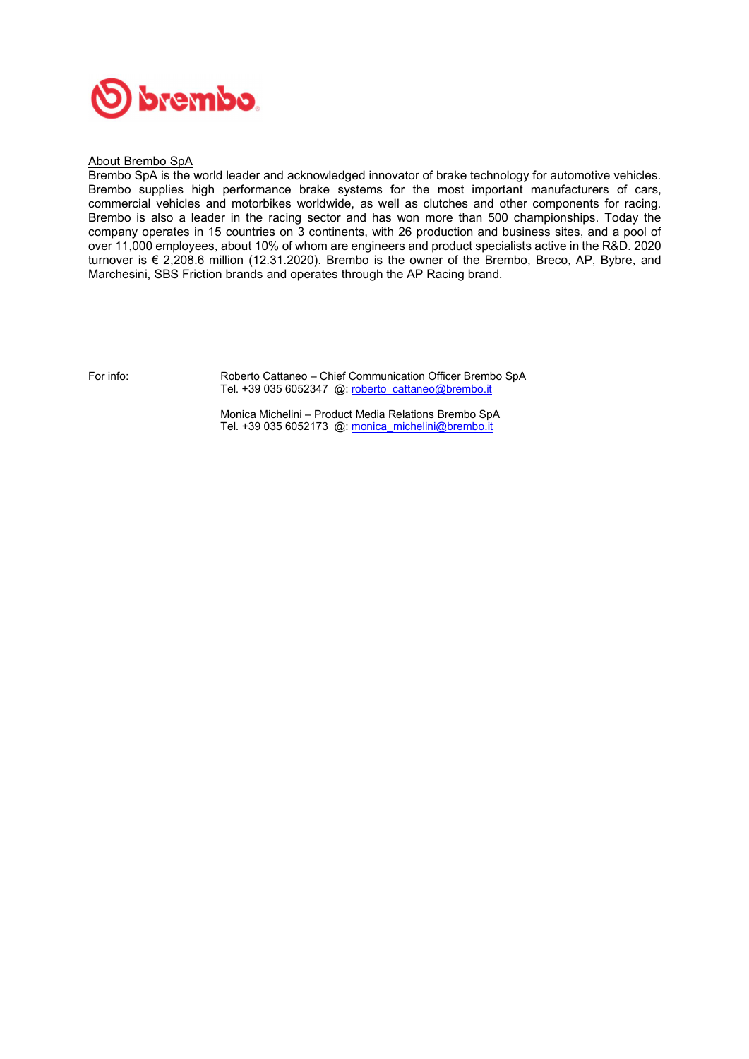About Brembo SpA

Brembo SpA is the world leader and acknowledged innovator of brake technology for automotive vehicles. Brembo supplies high performance brake systems for the most important manufacturers of cars, commercial vehicles and motorbikes worldwide, as well as clutches and other components for racing. Brembo is also a leader in the racing sector and has won more than 500 championships. Today the company operates in 15 countries on 3 continents, with 26 production and business sites, and a pool of over 11,000 employees, about 10% of whom are engineers and product specialists active in the R&D. 2020 turnover is € 2,208.6 million (12.31.2020). Brembo is the owner of the Brembo, Breco, AP, Bybre, and Marchesini, SBS Friction brands and operates through the AP Racing brand.

For info:

Roberto Cattaneo – Chief Communication Officer Brembo SpA
Tel. +39 035 6052347 @: roberto_cattaneo@brembo.it

Monica Michelini – Product Media Relations Brembo SpA
Tel. +39 035 6052173 @: monica_michelini@brembo.it